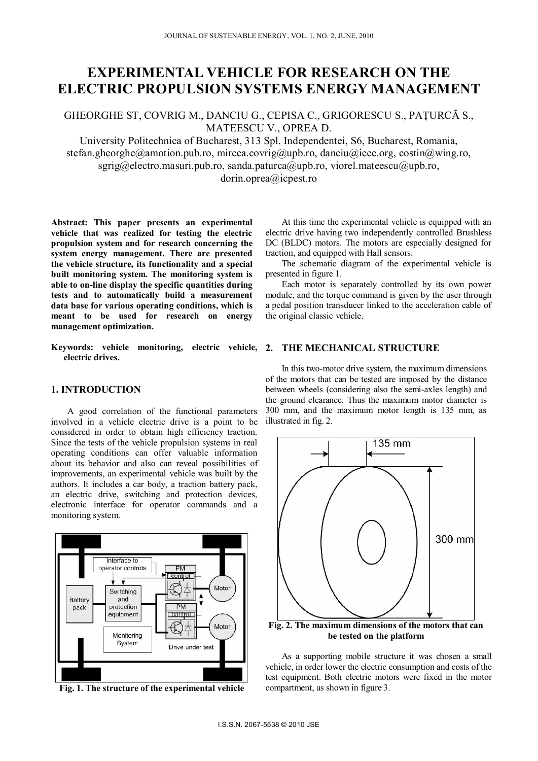# EXPERIMENTAL VEHICLE FOR RESEARCH ON THE ELECTRIC PROPULSION SYSTEMS ENERGY MANAGEMENT

GHEORGHE ST, COVRIG M., DANCIU G., CEPISA C., GRIGORESCU S., PAȚURCĂ S., MATEESCU V., OPREA D.

University Politechnica of Bucharest, 313 Spl. Independentei, S6, Bucharest, Romania, stefan.gheorghe@amotion.pub.ro, mircea.covrig@upb.ro, danciu@ieee.org, costin@wing.ro, sgrig@electro.masuri.pub.ro, sanda.paturca@upb.ro, viorel.mateescu@upb.ro, dorin.oprea@icpest.ro

**Abstract: This paper presents an experimental vehicle that was realized for testing the electric propulsion system and for research concerning the system energy management. There are presented the vehicle structure, its functionality and a special built monitoring system. The monitoring system is able to on-line display the specific quantities during tests and to automatically build a measurement data base for various operating conditions, which is meant to be used for research on energy management optimization.**

**Keywords: vehicle monitoring, electric vehicle, electric drives.**

## 1. INTRODUCTION

A good correlation of the functional parameters involved in a vehicle electric drive is a point to be considered in order to obtain high efficiency traction. Since the tests of the vehicle propulsion systems in real operating conditions can offer valuable information about its behavior and also can reveal possibilities of improvements, an experimental vehicle was built by the authors. It includes a car body, a traction battery pack, an electric drive, switching and protection devices, electronic interface for operator commands and a monitoring system.

**Fig. 1. The structure of the experimental vehicle**

At this time the experimental vehicle is equipped with an electric drive having two independently controlled Brushless DC (BLDC) motors. The motors are especially designed for traction, and equipped with Hall sensors.

The schematic diagram of the experimental vehicle is presented in figure 1.

Each motor is separately controlled by its own power module, and the torque command is given by the user through a pedal position transducer linked to the acceleration cable of the original classic vehicle.

## 2. THE MECHANICAL STRUCTURE

In this two-motor drive system, the maximum dimensions of the motors that can be tested are imposed by the distance between wheels (considering also the semi-axles length) and the ground clearance. Thus the maximum motor diameter is 300 mm, and the maximum motor length is 135 mm, as illustrated in fig. 2.

**Fig. 2. The maximum dimensions of the motors that can be tested on the platform**

As a supporting mobile structure it was chosen a small vehicle, in order lower the electric consumption and costs of the test equipment. Both electric motors were fixed in the motor compartment, as shown in figure 3.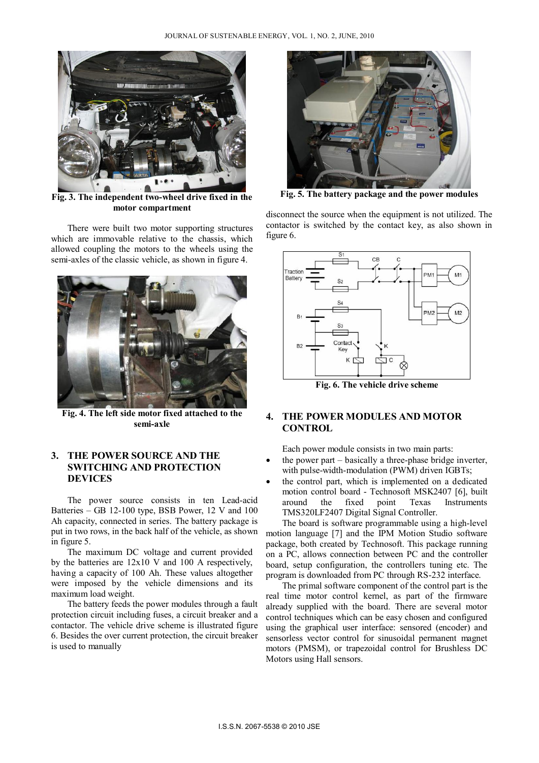Fig. 3. The independent two-wheel drive fixed in the motor compartment

There were built two motor supporting structures which are immovable relative to the chassis, which allowed coupling the motors to the wheels using the semi-axles of the classic vehicle, as shown in figure 4.

Fig. 4. The left side motor fixed attached to the semi-axle

## 3. THE POWER SOURCE AND THE SWITCHING AND PROTECTION DEVICES

The power source consists in ten Lead-acid Batteries – GB 12-100 type, BSB Power, 12 V and 100 Ah capacity, connected in series. The battery package is put in two rows, in the back half of the vehicle, as shown in figure 5.

The maximum DC voltage and current provided by the batteries are 12x10 V and 100 A respectively, having a capacity of 100 Ah. These values altogether were imposed by the vehicle dimensions and its maximum load weight.

The battery feeds the power modules through a fault protection circuit including fuses, a circuit breaker and a contactor. The vehicle drive scheme is illustrated figure 6. Besides the over current protection, the circuit breaker is used to manually disconnect the source when the equipment is not utilized. The contactor is switched by the contact key, as also shown in figure 6.

Fig. 5. The battery package and the power modules

Fig. 6. The vehicle drive scheme

## 4. THE POWER MODULES AND MOTOR CONTROL

Each power module consists in two main parts:

- the power part – basically a three-phase bridge inverter, with pulse-width-modulation (PWM) driven IGBTs;
- the control part, which is implemented on a dedicated motion control board - Technosoft MSK2407 [6], built around the fixed point Texas Instruments TMS320LF2407 Digital Signal Controller.

The board is software programmable using a high-level motion language [7] and the IPM Motion Studio software package, both created by Technosoft. This package running on a PC, allows connection between PC and the controller board, setup configuration, the controllers tuning etc. The program is downloaded from PC through RS-232 interface.

The primal software component of the control part is the real time motor control kernel, as part of the firmware already supplied with the board. There are several motor control techniques which can be easy chosen and configured using the graphical user interface: sensored (encoder) and sensorless vector control for sinusoidal permanent magnet motors (PMSM), or trapezoidal control for Brushless DC Motors using Hall sensors.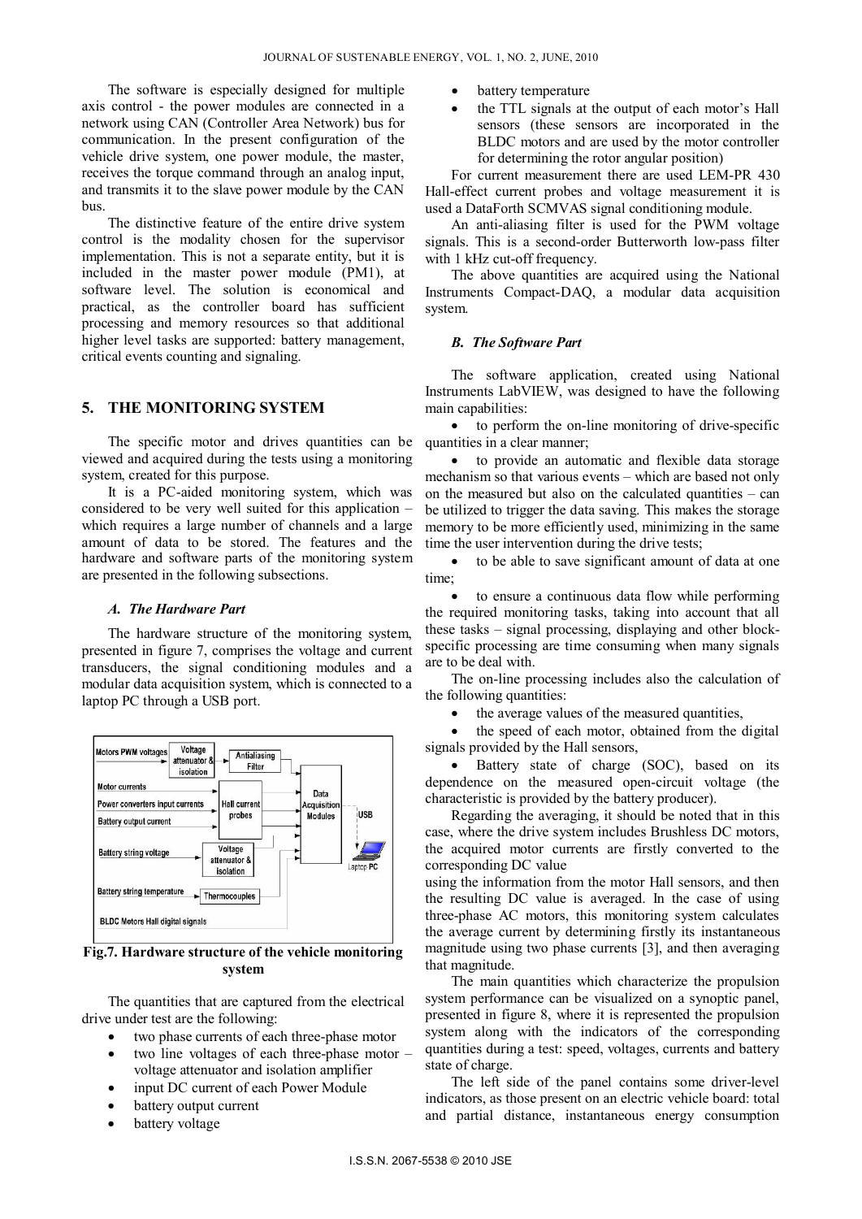The software is especially designed for multiple axis control - the power modules are connected in a network using CAN (Controller Area Network) bus for communication. In the present configuration of the vehicle drive system, one power module, the master, receives the torque command through an analog input, and transmits it to the slave power module by the CAN bus.

The distinctive feature of the entire drive system control is the modality chosen for the supervisor implementation. This is not a separate entity, but it is included in the master power module (PM1), at software level. The solution is economical and practical, as the controller board has sufficient processing and memory resources so that additional higher level tasks are supported: battery management, critical events counting and signaling.

## 5. THE MONITORING SYSTEM

The specific motor and drives quantities can be viewed and acquired during the tests using a monitoring system, created for this purpose.

It is a PC-aided monitoring system, which was considered to be very well suited for this application – which requires a large number of channels and a large amount of data to be stored. The features and the hardware and software parts of the monitoring system are presented in the following subsections.

### *A. The Hardware Part*

The hardware structure of the monitoring system, presented in figure 7, comprises the voltage and current transducers, the signal conditioning modules and a modular data acquisition system, which is connected to a laptop PC through a USB port.

**Fig.7. Hardware structure of the vehicle monitoring system**

The quantities that are captured from the electrical drive under test are the following:

- two phase currents of each three-phase motor
- two line voltages of each three-phase motor – voltage attenuator and isolation amplifier
- input DC current of each Power Module
- battery output current
- battery voltage
- battery temperature
- the TTL signals at the output of each motor's Hall sensors (these sensors are incorporated in the BLDC motors and are used by the motor controller for determining the rotor angular position)

For current measurement there are used LEM-PR 430 Hall-effect current probes and voltage measurement it is used a DataForth SCMVAS signal conditioning module.

An anti-aliasing filter is used for the PWM voltage signals. This is a second-order Butterworth low-pass filter with 1 kHz cut-off frequency.

The above quantities are acquired using the National Instruments Compact-DAQ, a modular data acquisition system.

### *B. The Software Part*

The software application, created using National Instruments LabVIEW, was designed to have the following main capabilities:

- to perform the on-line monitoring of drive-specific quantities in a clear manner;
- to provide an automatic and flexible data storage mechanism so that various events – which are based not only on the measured but also on the calculated quantities – can be utilized to trigger the data saving. This makes the storage memory to be more efficiently used, minimizing in the same time the user intervention during the drive tests;
- to be able to save significant amount of data at one time;
- to ensure a continuous data flow while performing the required monitoring tasks, taking into account that all these tasks – signal processing, displaying and other block-specific processing are time consuming when many signals are to be deal with.

The on-line processing includes also the calculation of the following quantities:

- the average values of the measured quantities,
- the speed of each motor, obtained from the digital signals provided by the Hall sensors,
- Battery state of charge (SOC), based on its dependence on the measured open-circuit voltage (the characteristic is provided by the battery producer).

Regarding the averaging, it should be noted that in this case, where the drive system includes Brushless DC motors, the acquired motor currents are firstly converted to the corresponding DC value using the information from the motor Hall sensors, and then the resulting DC value is averaged. In the case of using three-phase AC motors, this monitoring system calculates the average current by determining firstly its instantaneous magnitude using two phase currents [3], and then averaging that magnitude.

The main quantities which characterize the propulsion system performance can be visualized on a synoptic panel, presented in figure 8, where it is represented the propulsion system along with the indicators of the corresponding quantities during a test: speed, voltages, currents and battery state of charge.

The left side of the panel contains some driver-level indicators, as those present on an electric vehicle board: total and partial distance, instantaneous energy consumption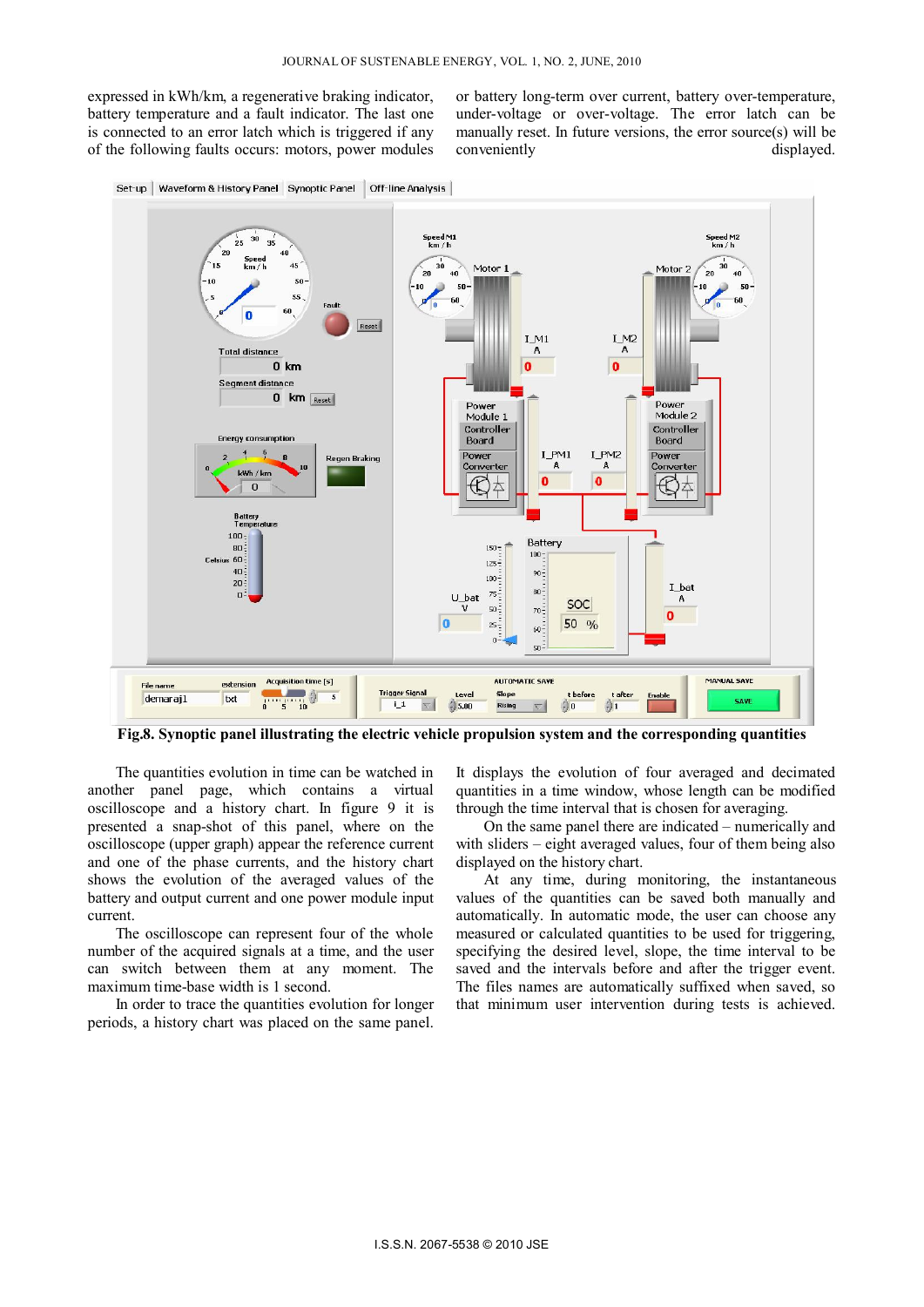expressed in kWh/km, a regenerative braking indicator, battery temperature and a fault indicator. The last one is connected to an error latch which is triggered if any of the following faults occurs: motors, power modules or battery long-term over current, battery over-temperature, under-voltage or over-voltage. The error latch can be manually reset. In future versions, the error source(s) will be conveniently displayed.

**Fig.8. Synoptic panel illustrating the electric vehicle propulsion system and the corresponding quantities**

The quantities evolution in time can be watched in another panel page, which contains a virtual oscilloscope and a history chart. In figure 9 it is presented a snap-shot of this panel, where on the oscilloscope (upper graph) appear the reference current and one of the phase currents, and the history chart shows the evolution of the averaged values of the battery and output current and one power module input current.

The oscilloscope can represent four of the whole number of the acquired signals at a time, and the user can switch between them at any moment. The maximum time-base width is 1 second.

In order to trace the quantities evolution for longer periods, a history chart was placed on the same panel. It displays the evolution of four averaged and decimated quantities in a time window, whose length can be modified through the time interval that is chosen for averaging.

On the same panel there are indicated – numerically and with sliders – eight averaged values, four of them being also displayed on the history chart.

At any time, during monitoring, the instantaneous values of the quantities can be saved both manually and automatically. In automatic mode, the user can choose any measured or calculated quantities to be used for triggering, specifying the desired level, slope, the time interval to be saved and the intervals before and after the trigger event. The files names are automatically suffixed when saved, so that minimum user intervention during tests is achieved.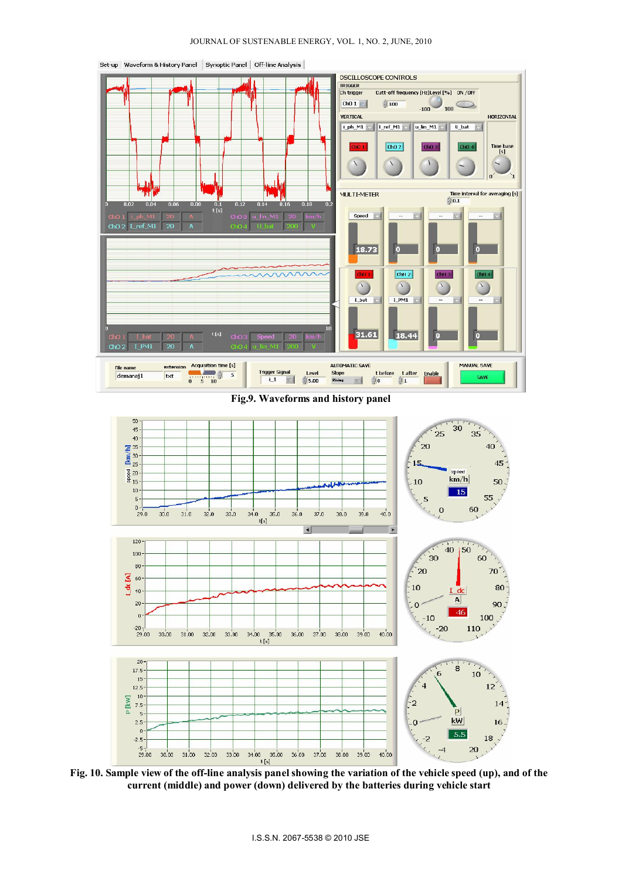Fig.9. Waveforms and history panel

Fig. 10. Sample view of the off-line analysis panel showing the variation of the vehicle speed (up), and of the current (middle) and power (down) delivered by the batteries during vehicle start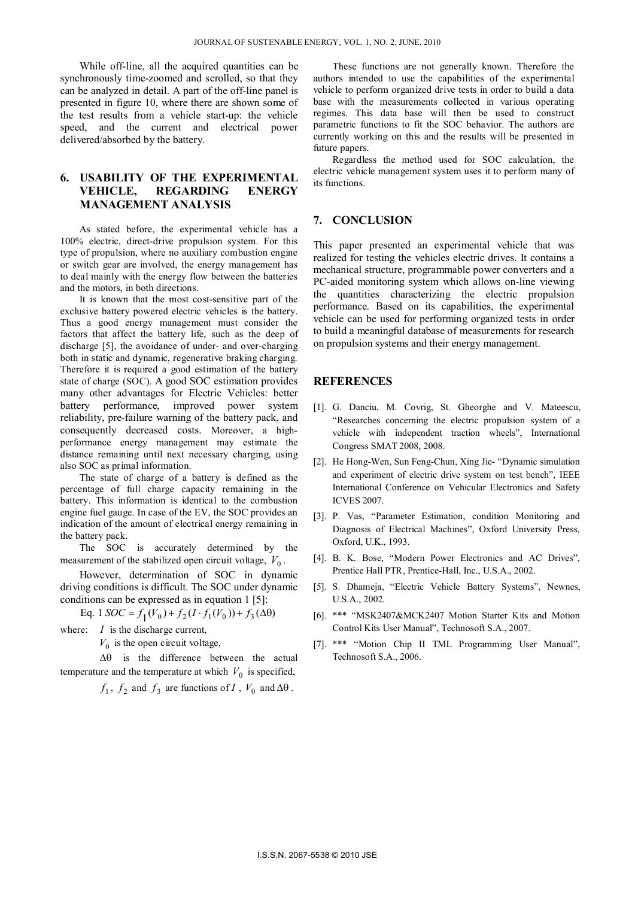While off-line, all the acquired quantities can be synchronously time-zoomed and scrolled, so that they can be analyzed in detail. A part of the off-line panel is presented in figure 10, where there are shown some of the test results from a vehicle start-up: the vehicle speed, and the current and electrical power delivered/absorbed by the battery.

## 6. USABILITY OF THE EXPERIMENTAL VEHICLE, REGARDING ENERGY MANAGEMENT ANALYSIS

As stated before, the experimental vehicle has a 100% electric, direct-drive propulsion system. For this type of propulsion, where no auxiliary combustion engine or switch gear are involved, the energy management has to deal mainly with the energy flow between the batteries and the motors, in both directions.

It is known that the most cost-sensitive part of the exclusive battery powered electric vehicles is the battery. Thus a good energy management must consider the factors that affect the battery life, such as the deep of discharge [5], the avoidance of under- and over-charging both in static and dynamic, regenerative braking charging. Therefore it is required a good estimation of the battery state of charge (SOC). A good SOC estimation provides many other advantages for Electric Vehicles: better battery performance, improved power system reliability, pre-failure warning of the battery pack, and consequently decreased costs. Moreover, a high-performance energy management may estimate the distance remaining until next necessary charging, using also SOC as primal information.

The state of charge of a battery is defined as the percentage of full charge capacity remaining in the battery. This information is identical to the combustion engine fuel gauge. In case of the EV, the SOC provides an indication of the amount of electrical energy remaining in the battery pack.

The SOC is accurately determined by the measurement of the stabilized open circuit voltage, $V_0$.

However, determination of SOC in dynamic driving conditions is difficult. The SOC under dynamic conditions can be expressed as in equation 1 [5]:

Eq. 1 $SOC = f_1(V_0) + f_2(I \cdot f_1(V_0)) + f_3(\Delta\theta)$

where: $I$ is the discharge current,

$V_0$ is the open circuit voltage,

$\Delta\theta$ is the difference between the actual temperature and the temperature at which $V_0$ is specified,

$f_1$, $f_2$ and $f_3$ are functions of $I$, $V_0$ and $\Delta\theta$.

These functions are not generally known. Therefore the authors intended to use the capabilities of the experimental vehicle to perform organized drive tests in order to build a data base with the measurements collected in various operating regimes. This data base will then be used to construct parametric functions to fit the SOC behavior. The authors are currently working on this and the results will be presented in future papers.

Regardless the method used for SOC calculation, the electric vehicle management system uses it to perform many of its functions.

## 7. CONCLUSION

This paper presented an experimental vehicle that was realized for testing the vehicles electric drives. It contains a mechanical structure, programmable power converters and a PC-aided monitoring system which allows on-line viewing the quantities characterizing the electric propulsion performance. Based on its capabilities, the experimental vehicle can be used for performing organized tests in order to build a meaningful database of measurements for research on propulsion systems and their energy management.

## REFERENCES

[1]. G. Danciu, M. Covrig, St. Gheorghe and V. Mateescu, "Researches concerning the electric propulsion system of a vehicle with independent traction wheels", International Congress SMAT 2008, 2008.

[2]. He Hong-Wen, Sun Feng-Chun, Xing Jie- "Dynamic simulation and experiment of electric drive system on test bench", IEEE International Conference on Vehicular Electronics and Safety ICVES 2007.

[3]. P. Vas, "Parameter Estimation, condition Monitoring and Diagnosis of Electrical Machines", Oxford University Press, Oxford, U.K., 1993.

[4]. B. K. Bose, "Modern Power Electronics and AC Drives", Prentice Hall PTR, Prentice-Hall, Inc., U.S.A., 2002.

[5]. S. Dhameja, "Electric Vehicle Battery Systems", Newnes, U.S.A., 2002.

[6]. *** "MSK2407&MCK2407 Motion Starter Kits and Motion Control Kits User Manual", Technosoft S.A., 2007.

[7]. *** "Motion Chip II TML Programming User Manual", Technosoft S.A., 2006.